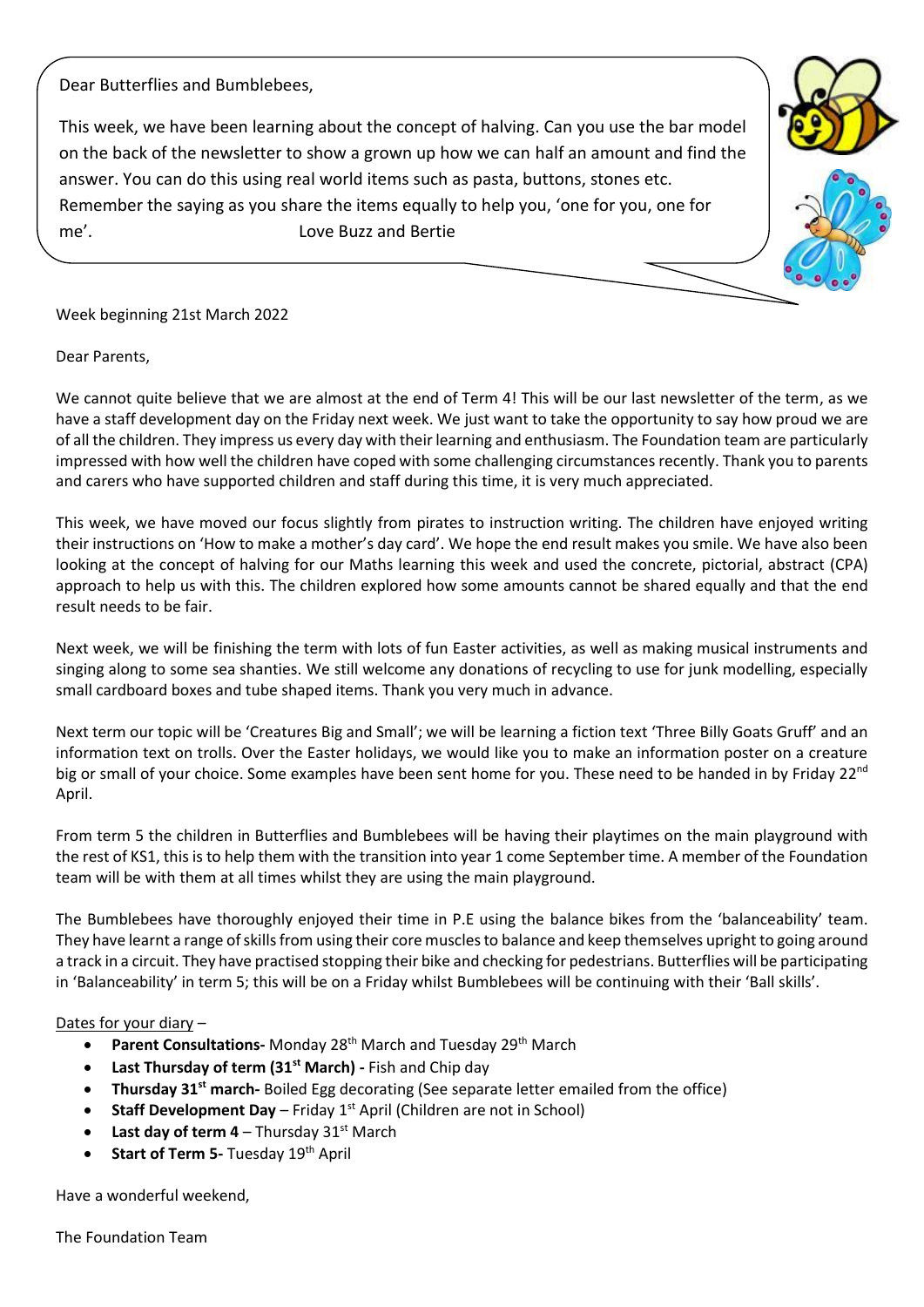Dear Butterflies and Bumblebees,

This week, we have been learning about the concept of halving. Can you use the bar model on the back of the newsletter to show a grown up how we can half an amount and find the answer. You can do this using real world items such as pasta, buttons, stones etc. Remember the saying as you share the items equally to help you, 'one for you, one for me'. Love Buzz and Bertie

Week beginning 21st March 2022

Dear Parents,

We cannot quite believe that we are almost at the end of Term 4! This will be our last newsletter of the term, as we have a staff development day on the Friday next week. We just want to take the opportunity to say how proud we are of all the children. They impress us every day with their learning and enthusiasm. The Foundation team are particularly impressed with how well the children have coped with some challenging circumstances recently. Thank you to parents and carers who have supported children and staff during this time, it is very much appreciated.

This week, we have moved our focus slightly from pirates to instruction writing. The children have enjoyed writing their instructions on 'How to make a mother's day card'. We hope the end result makes you smile. We have also been looking at the concept of halving for our Maths learning this week and used the concrete, pictorial, abstract (CPA) approach to help us with this. The children explored how some amounts cannot be shared equally and that the end result needs to be fair.

Next week, we will be finishing the term with lots of fun Easter activities, as well as making musical instruments and singing along to some sea shanties. We still welcome any donations of recycling to use for junk modelling, especially small cardboard boxes and tube shaped items. Thank you very much in advance.

Next term our topic will be 'Creatures Big and Small'; we will be learning a fiction text 'Three Billy Goats Gruff' and an information text on trolls. Over the Easter holidays, we would like you to make an information poster on a creature big or small of your choice. Some examples have been sent home for you. These need to be handed in by Friday 22nd April.

From term 5 the children in Butterflies and Bumblebees will be having their playtimes on the main playground with the rest of KS1, this is to help them with the transition into year 1 come September time. A member of the Foundation team will be with them at all times whilst they are using the main playground.

The Bumblebees have thoroughly enjoyed their time in P.E using the balance bikes from the 'balanceability' team. They have learnt a range of skills from using their core muscles to balance and keep themselves upright to going around a track in a circuit. They have practised stopping their bike and checking for pedestrians. Butterflies will be participating in 'Balanceability' in term 5; this will be on a Friday whilst Bumblebees will be continuing with their 'Ball skills'.

Dates for your diary –

- **Parent Consultations-** Monday 28th March and Tuesday 29th March
- **Last Thursday of term (31st March) -** Fish and Chip day
- **Thursday 31st march-** Boiled Egg decorating (See separate letter emailed from the office)
- **Staff Development Day** – Friday 1st April (Children are not in School)
- **Last day of term 4** – Thursday 31st March
- **Start of Term 5-** Tuesday 19th April

Have a wonderful weekend,

The Foundation Team